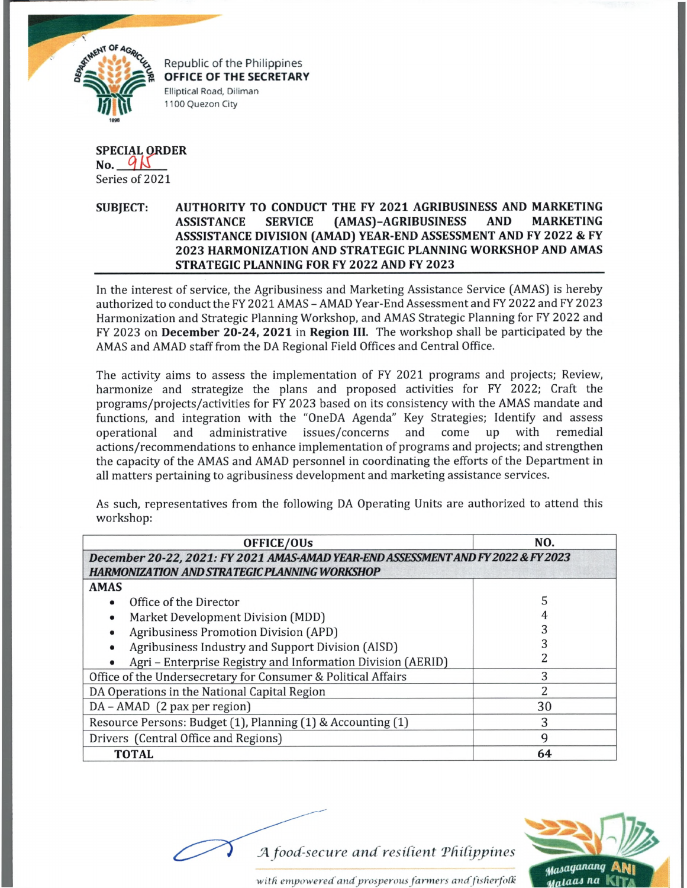Republic of the Philippines
**OFFICE OF THE SECRETARY**
Elliptical Road, Diliman
1100 Quezon City

**SPECIAL ORDER**
**No. 915**
Series of 2021

**SUBJECT: AUTHORITY TO CONDUCT THE FY 2021 AGRIBUSINESS AND MARKETING ASSISTANCE SERVICE (AMAS)-AGRIBUSINESS AND MARKETING ASSSISTANCE DIVISION (AMAD) YEAR-END ASSESSMENT AND FY 2022 & FY 2023 HARMONIZATION AND STRATEGIC PLANNING WORKSHOP AND AMAS STRATEGIC PLANNING FOR FY 2022 AND FY 2023**

In the interest of service, the Agribusiness and Marketing Assistance Service (AMAS) is hereby authorized to conduct the FY 2021 AMAS – AMAD Year-End Assessment and FY 2022 and FY 2023 Harmonization and Strategic Planning Workshop, and AMAS Strategic Planning for FY 2022 and FY 2023 on **December 20-24, 2021** in **Region III.** The workshop shall be participated by the AMAS and AMAD staff from the DA Regional Field Offices and Central Office.

The activity aims to assess the implementation of FY 2021 programs and projects; Review, harmonize and strategize the plans and proposed activities for FY 2022; Craft the programs/projects/activities for FY 2023 based on its consistency with the AMAS mandate and functions, and integration with the "OneDA Agenda" Key Strategies; Identify and assess operational and administrative issues/concerns and come up with remedial actions/recommendations to enhance implementation of programs and projects; and strengthen the capacity of the AMAS and AMAD personnel in coordinating the efforts of the Department in all matters pertaining to agribusiness development and marketing assistance services.

As such, representatives from the following DA Operating Units are authorized to attend this workshop:

| OFFICE/OUs | NO. |
|---|---|
| ***December 20-22, 2021: FY 2021 AMAS-AMAD YEAR-END ASSESSMENT AND FY 2022 & FY 2023 HARMONIZATION AND STRATEGIC PLANNING WORKSHOP*** | |
| **AMAS** | |
| • Office of the Director | 5 |
| • Market Development Division (MDD) | 4 |
| • Agribusiness Promotion Division (APD) | 3 |
| • Agribusiness Industry and Support Division (AISD) | 3 |
| • Agri – Enterprise Registry and Information Division (AERID) | 2 |
| Office of the Undersecretary for Consumer & Political Affairs | 3 |
| DA Operations in the National Capital Region | 2 |
| DA – AMAD (2 pax per region) | 30 |
| Resource Persons: Budget (1), Planning (1) & Accounting (1) | 3 |
| Drivers (Central Office and Regions) | 9 |
| **TOTAL** | **64** |

*A food-secure and resilient Philippines*
*with empowered and prosperous farmers and fisherfolk*

Masaganang ANI Mataas na KITA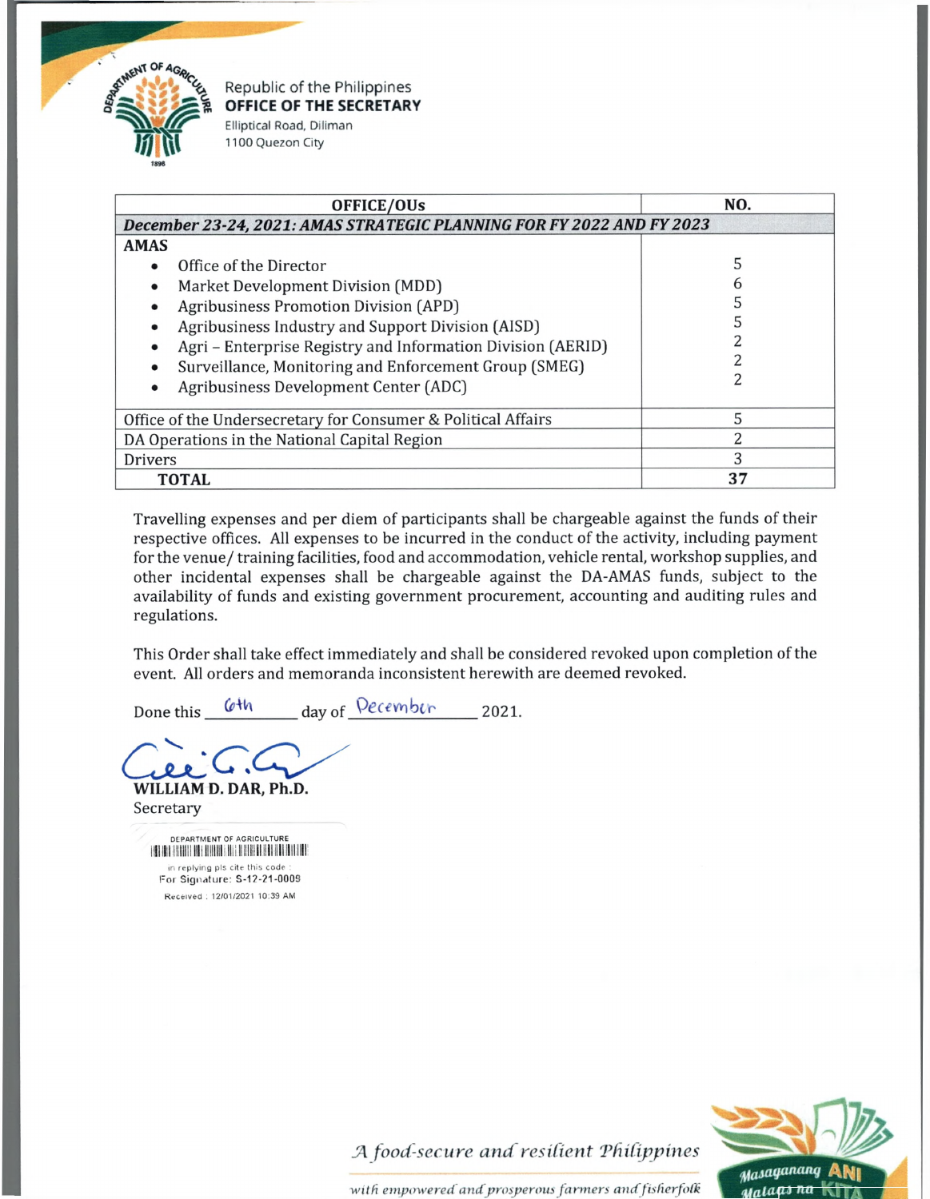Republic of the Philippines
**OFFICE OF THE SECRETARY**
Elliptical Road, Diliman
1100 Quezon City

| OFFICE/OUs | NO. |
|---|---|
| ***December 23-24, 2021: AMAS STRATEGIC PLANNING FOR FY 2022 AND FY 2023*** | |
| **AMAS** | |
| • Office of the Director | 5 |
| • Market Development Division (MDD) | 6 |
| • Agribusiness Promotion Division (APD) | 5 |
| • Agribusiness Industry and Support Division (AISD) | 5 |
| • Agri – Enterprise Registry and Information Division (AERID) | 2 |
| • Surveillance, Monitoring and Enforcement Group (SMEG) | 2 |
| • Agribusiness Development Center (ADC) | 2 |
| Office of the Undersecretary for Consumer & Political Affairs | 5 |
| DA Operations in the National Capital Region | 2 |
| Drivers | 3 |
| **TOTAL** | **37** |

Travelling expenses and per diem of participants shall be chargeable against the funds of their respective offices. All expenses to be incurred in the conduct of the activity, including payment for the venue/ training facilities, food and accommodation, vehicle rental, workshop supplies, and other incidental expenses shall be chargeable against the DA-AMAS funds, subject to the availability of funds and existing government procurement, accounting and auditing rules and regulations.

This Order shall take effect immediately and shall be considered revoked upon completion of the event. All orders and memoranda inconsistent herewith are deemed revoked.

Done this 6th day of December 2021.

**WILLIAM D. DAR, Ph.D.**
Secretary

DEPARTMENT OF AGRICULTURE
in replying pls cite this code :
For Signature: S-12-21-0009
Received : 12/01/2021 10:39 AM

*A food-secure and resilient Philippines*
*with empowered and prosperous farmers and fisherfolk*

Masaganang ANI Mataas na KITA